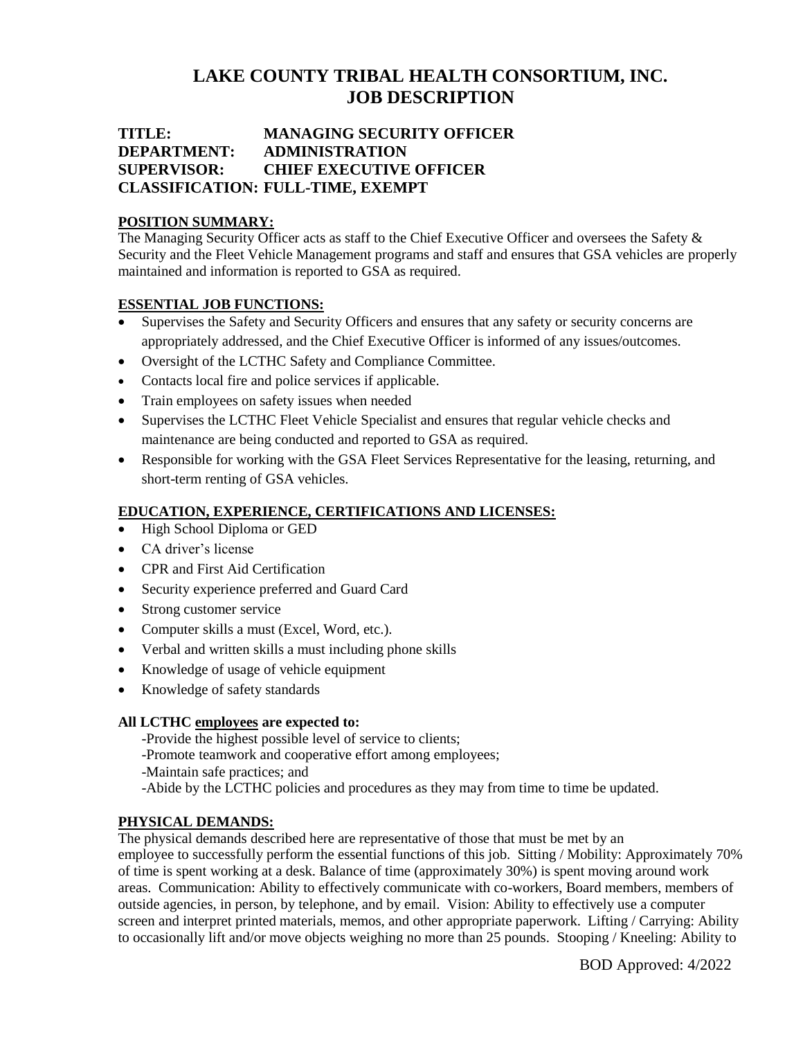# LAKE COUNTY TRIBAL HEALTH CONSORTIUM, INC.
# JOB DESCRIPTION

**TITLE:** MANAGING SECURITY OFFICER
**DEPARTMENT:** ADMINISTRATION
**SUPERVISOR:** CHIEF EXECUTIVE OFFICER
**CLASSIFICATION:** FULL-TIME, EXEMPT

## POSITION SUMMARY:

The Managing Security Officer acts as staff to the Chief Executive Officer and oversees the Safety & Security and the Fleet Vehicle Management programs and staff and ensures that GSA vehicles are properly maintained and information is reported to GSA as required.

## ESSENTIAL JOB FUNCTIONS:

- Supervises the Safety and Security Officers and ensures that any safety or security concerns are appropriately addressed, and the Chief Executive Officer is informed of any issues/outcomes.
- Oversight of the LCTHC Safety and Compliance Committee.
- Contacts local fire and police services if applicable.
- Train employees on safety issues when needed
- Supervises the LCTHC Fleet Vehicle Specialist and ensures that regular vehicle checks and maintenance are being conducted and reported to GSA as required.
- Responsible for working with the GSA Fleet Services Representative for the leasing, returning, and short-term renting of GSA vehicles.

## EDUCATION, EXPERIENCE, CERTIFICATIONS AND LICENSES:

- High School Diploma or GED
- CA driver's license
- CPR and First Aid Certification
- Security experience preferred and Guard Card
- Strong customer service
- Computer skills a must (Excel, Word, etc.).
- Verbal and written skills a must including phone skills
- Knowledge of usage of vehicle equipment
- Knowledge of safety standards

**All LCTHC employees are expected to:**

-Provide the highest possible level of service to clients;
-Promote teamwork and cooperative effort among employees;
-Maintain safe practices; and
-Abide by the LCTHC policies and procedures as they may from time to time be updated.

## PHYSICAL DEMANDS:

The physical demands described here are representative of those that must be met by an employee to successfully perform the essential functions of this job. Sitting / Mobility: Approximately 70% of time is spent working at a desk. Balance of time (approximately 30%) is spent moving around work areas. Communication: Ability to effectively communicate with co-workers, Board members, members of outside agencies, in person, by telephone, and by email. Vision: Ability to effectively use a computer screen and interpret printed materials, memos, and other appropriate paperwork. Lifting / Carrying: Ability to occasionally lift and/or move objects weighing no more than 25 pounds. Stooping / Kneeling: Ability to

BOD Approved: 4/2022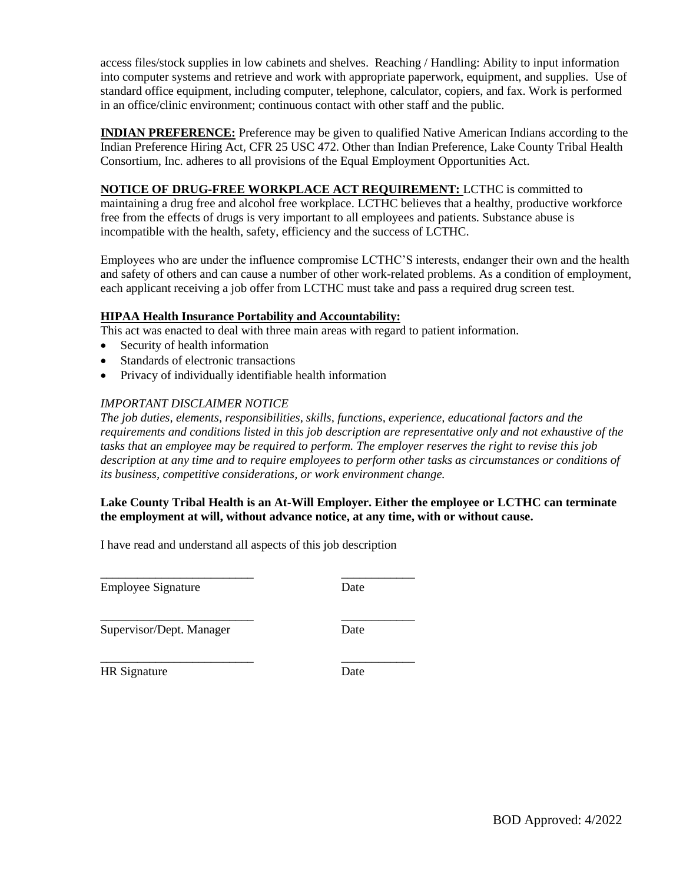access files/stock supplies in low cabinets and shelves. Reaching / Handling: Ability to input information into computer systems and retrieve and work with appropriate paperwork, equipment, and supplies. Use of standard office equipment, including computer, telephone, calculator, copiers, and fax. Work is performed in an office/clinic environment; continuous contact with other staff and the public.

**INDIAN PREFERENCE:** Preference may be given to qualified Native American Indians according to the Indian Preference Hiring Act, CFR 25 USC 472. Other than Indian Preference, Lake County Tribal Health Consortium, Inc. adheres to all provisions of the Equal Employment Opportunities Act.

**NOTICE OF DRUG-FREE WORKPLACE ACT REQUIREMENT:** LCTHC is committed to maintaining a drug free and alcohol free workplace. LCTHC believes that a healthy, productive workforce free from the effects of drugs is very important to all employees and patients. Substance abuse is incompatible with the health, safety, efficiency and the success of LCTHC.

Employees who are under the influence compromise LCTHC'S interests, endanger their own and the health and safety of others and can cause a number of other work-related problems. As a condition of employment, each applicant receiving a job offer from LCTHC must take and pass a required drug screen test.

**HIPAA Health Insurance Portability and Accountability:**

This act was enacted to deal with three main areas with regard to patient information.

- Security of health information
- Standards of electronic transactions
- Privacy of individually identifiable health information

*IMPORTANT DISCLAIMER NOTICE*

*The job duties, elements, responsibilities, skills, functions, experience, educational factors and the requirements and conditions listed in this job description are representative only and not exhaustive of the tasks that an employee may be required to perform. The employer reserves the right to revise this job description at any time and to require employees to perform other tasks as circumstances or conditions of its business, competitive considerations, or work environment change.*

**Lake County Tribal Health is an At-Will Employer. Either the employee or LCTHC can terminate the employment at will, without advance notice, at any time, with or without cause.**

I have read and understand all aspects of this job description

_________________________ ____________

Employee Signature Date

_________________________ ____________

Supervisor/Dept. Manager Date

_________________________ ____________

HR Signature Date

BOD Approved: 4/2022